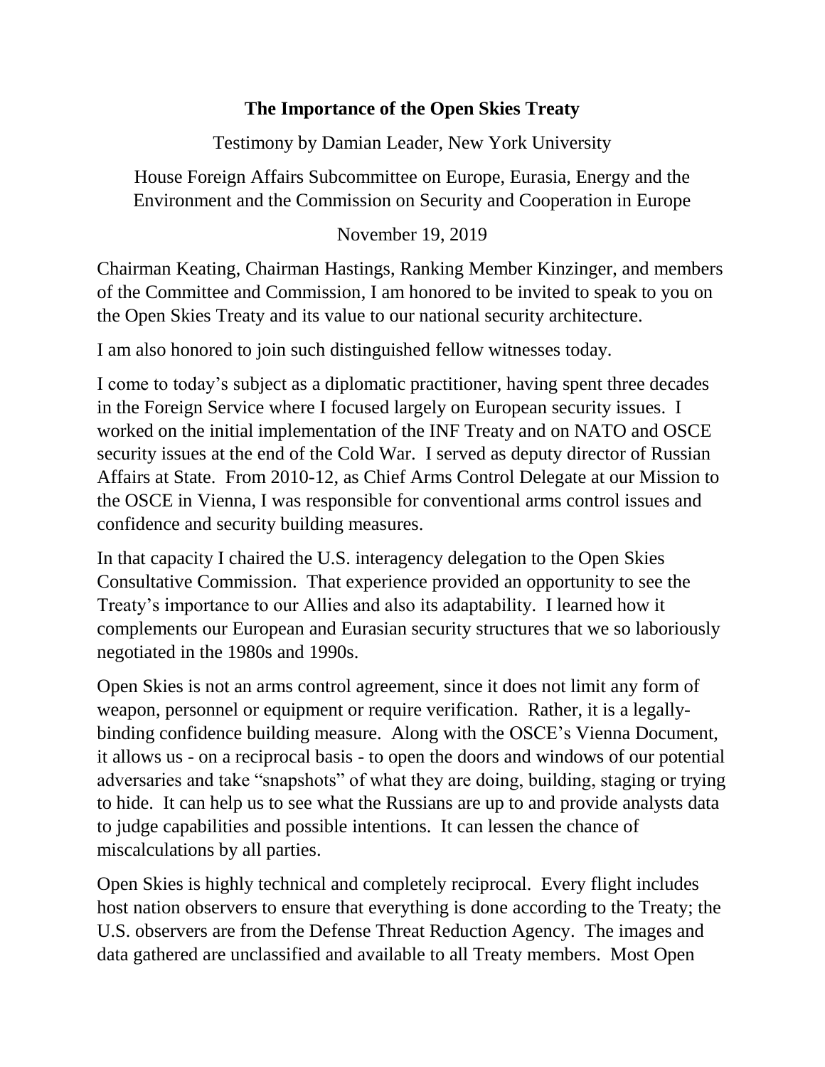# The Importance of the Open Skies Treaty

Testimony by Damian Leader, New York University

House Foreign Affairs Subcommittee on Europe, Eurasia, Energy and the Environment and the Commission on Security and Cooperation in Europe

November 19, 2019

Chairman Keating, Chairman Hastings, Ranking Member Kinzinger, and members of the Committee and Commission, I am honored to be invited to speak to you on the Open Skies Treaty and its value to our national security architecture.

I am also honored to join such distinguished fellow witnesses today.

I come to today's subject as a diplomatic practitioner, having spent three decades in the Foreign Service where I focused largely on European security issues. I worked on the initial implementation of the INF Treaty and on NATO and OSCE security issues at the end of the Cold War. I served as deputy director of Russian Affairs at State. From 2010-12, as Chief Arms Control Delegate at our Mission to the OSCE in Vienna, I was responsible for conventional arms control issues and confidence and security building measures.

In that capacity I chaired the U.S. interagency delegation to the Open Skies Consultative Commission. That experience provided an opportunity to see the Treaty's importance to our Allies and also its adaptability. I learned how it complements our European and Eurasian security structures that we so laboriously negotiated in the 1980s and 1990s.

Open Skies is not an arms control agreement, since it does not limit any form of weapon, personnel or equipment or require verification. Rather, it is a legally-binding confidence building measure. Along with the OSCE's Vienna Document, it allows us - on a reciprocal basis - to open the doors and windows of our potential adversaries and take "snapshots" of what they are doing, building, staging or trying to hide. It can help us to see what the Russians are up to and provide analysts data to judge capabilities and possible intentions. It can lessen the chance of miscalculations by all parties.

Open Skies is highly technical and completely reciprocal. Every flight includes host nation observers to ensure that everything is done according to the Treaty; the U.S. observers are from the Defense Threat Reduction Agency. The images and data gathered are unclassified and available to all Treaty members. Most Open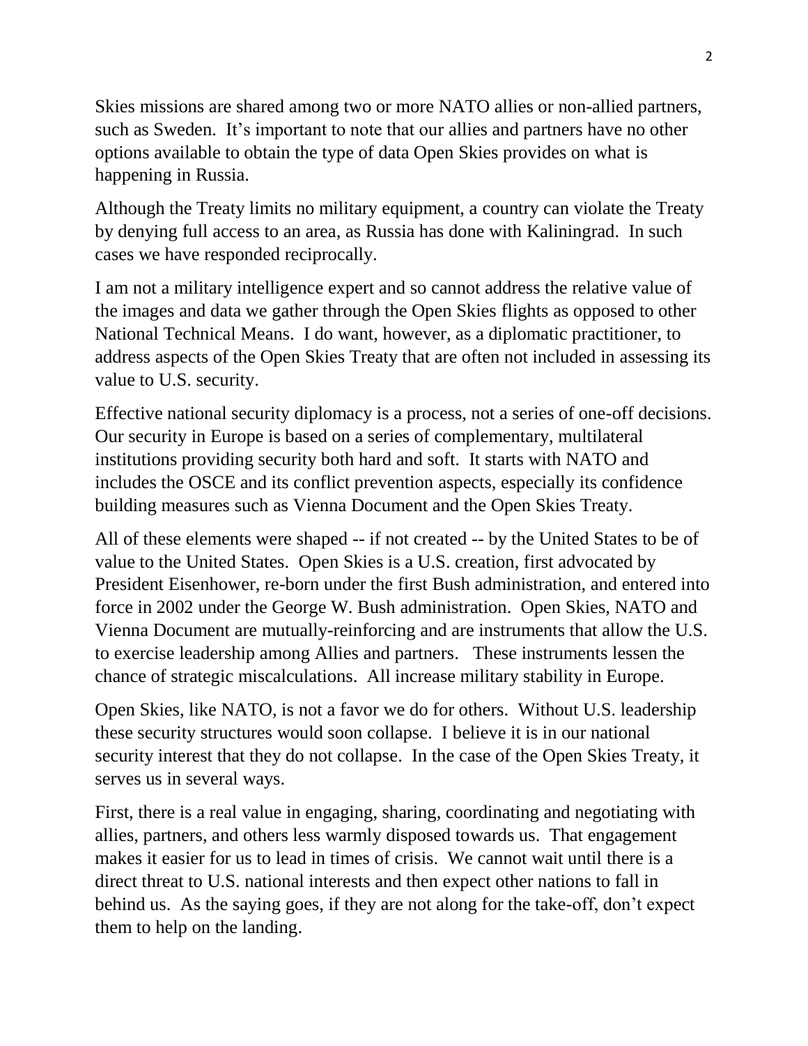Skies missions are shared among two or more NATO allies or non-allied partners, such as Sweden. It's important to note that our allies and partners have no other options available to obtain the type of data Open Skies provides on what is happening in Russia.

Although the Treaty limits no military equipment, a country can violate the Treaty by denying full access to an area, as Russia has done with Kaliningrad. In such cases we have responded reciprocally.

I am not a military intelligence expert and so cannot address the relative value of the images and data we gather through the Open Skies flights as opposed to other National Technical Means. I do want, however, as a diplomatic practitioner, to address aspects of the Open Skies Treaty that are often not included in assessing its value to U.S. security.

Effective national security diplomacy is a process, not a series of one-off decisions. Our security in Europe is based on a series of complementary, multilateral institutions providing security both hard and soft. It starts with NATO and includes the OSCE and its conflict prevention aspects, especially its confidence building measures such as Vienna Document and the Open Skies Treaty.

All of these elements were shaped -- if not created -- by the United States to be of value to the United States. Open Skies is a U.S. creation, first advocated by President Eisenhower, re-born under the first Bush administration, and entered into force in 2002 under the George W. Bush administration. Open Skies, NATO and Vienna Document are mutually-reinforcing and are instruments that allow the U.S. to exercise leadership among Allies and partners. These instruments lessen the chance of strategic miscalculations. All increase military stability in Europe.

Open Skies, like NATO, is not a favor we do for others. Without U.S. leadership these security structures would soon collapse. I believe it is in our national security interest that they do not collapse. In the case of the Open Skies Treaty, it serves us in several ways.

First, there is a real value in engaging, sharing, coordinating and negotiating with allies, partners, and others less warmly disposed towards us. That engagement makes it easier for us to lead in times of crisis. We cannot wait until there is a direct threat to U.S. national interests and then expect other nations to fall in behind us. As the saying goes, if they are not along for the take-off, don't expect them to help on the landing.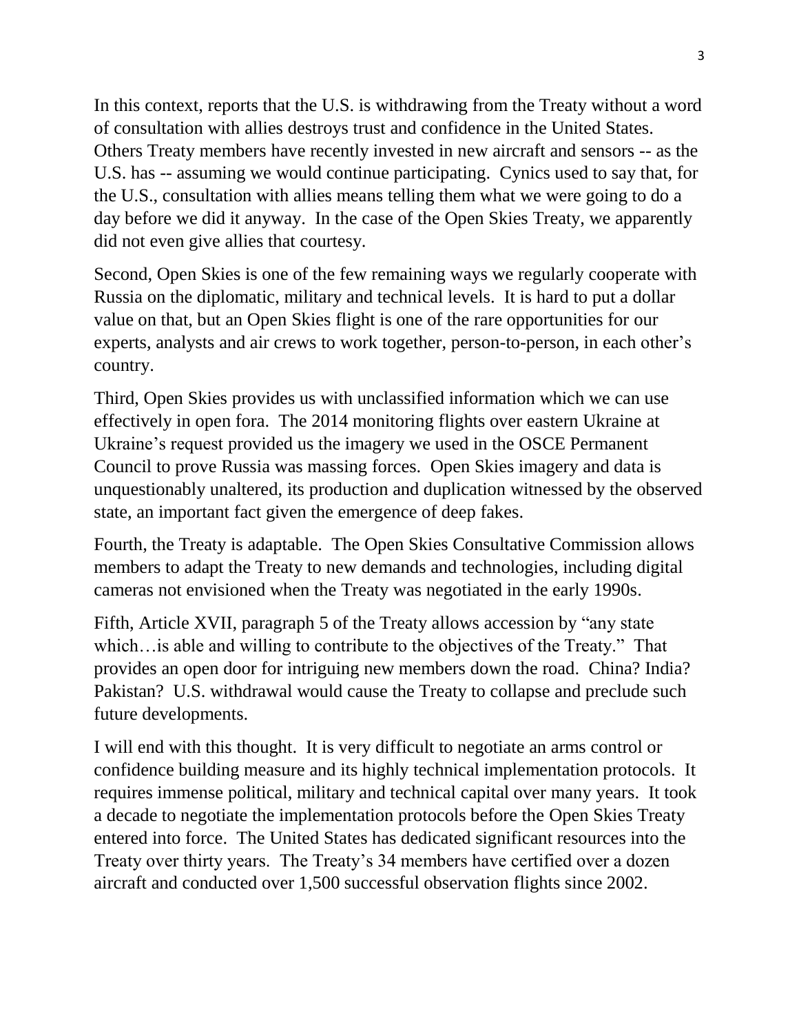In this context, reports that the U.S. is withdrawing from the Treaty without a word of consultation with allies destroys trust and confidence in the United States. Others Treaty members have recently invested in new aircraft and sensors -- as the U.S. has -- assuming we would continue participating. Cynics used to say that, for the U.S., consultation with allies means telling them what we were going to do a day before we did it anyway. In the case of the Open Skies Treaty, we apparently did not even give allies that courtesy.

Second, Open Skies is one of the few remaining ways we regularly cooperate with Russia on the diplomatic, military and technical levels. It is hard to put a dollar value on that, but an Open Skies flight is one of the rare opportunities for our experts, analysts and air crews to work together, person-to-person, in each other's country.

Third, Open Skies provides us with unclassified information which we can use effectively in open fora. The 2014 monitoring flights over eastern Ukraine at Ukraine's request provided us the imagery we used in the OSCE Permanent Council to prove Russia was massing forces. Open Skies imagery and data is unquestionably unaltered, its production and duplication witnessed by the observed state, an important fact given the emergence of deep fakes.

Fourth, the Treaty is adaptable. The Open Skies Consultative Commission allows members to adapt the Treaty to new demands and technologies, including digital cameras not envisioned when the Treaty was negotiated in the early 1990s.

Fifth, Article XVII, paragraph 5 of the Treaty allows accession by "any state which…is able and willing to contribute to the objectives of the Treaty." That provides an open door for intriguing new members down the road. China? India? Pakistan? U.S. withdrawal would cause the Treaty to collapse and preclude such future developments.

I will end with this thought. It is very difficult to negotiate an arms control or confidence building measure and its highly technical implementation protocols. It requires immense political, military and technical capital over many years. It took a decade to negotiate the implementation protocols before the Open Skies Treaty entered into force. The United States has dedicated significant resources into the Treaty over thirty years. The Treaty's 34 members have certified over a dozen aircraft and conducted over 1,500 successful observation flights since 2002.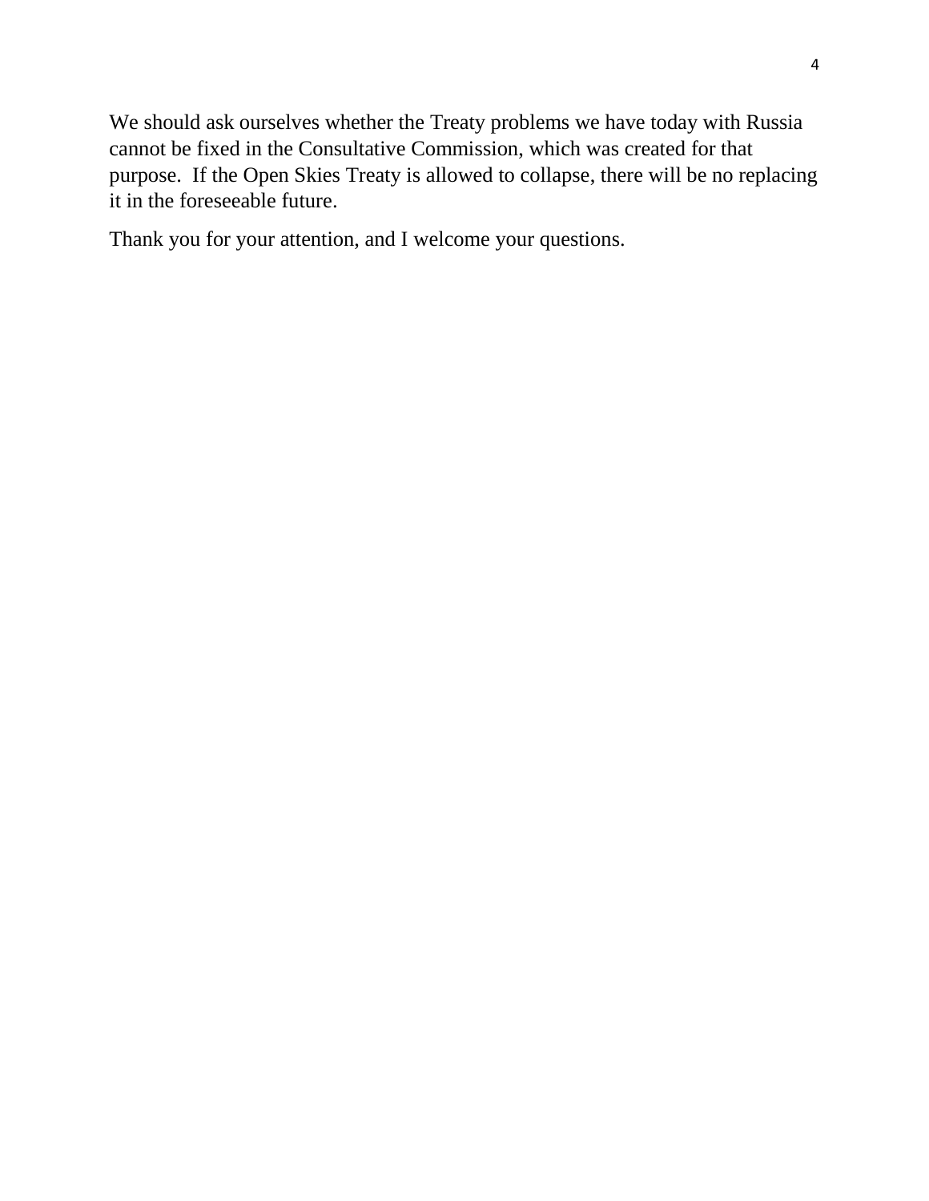We should ask ourselves whether the Treaty problems we have today with Russia cannot be fixed in the Consultative Commission, which was created for that purpose.  If the Open Skies Treaty is allowed to collapse, there will be no replacing it in the foreseeable future.

Thank you for your attention, and I welcome your questions.